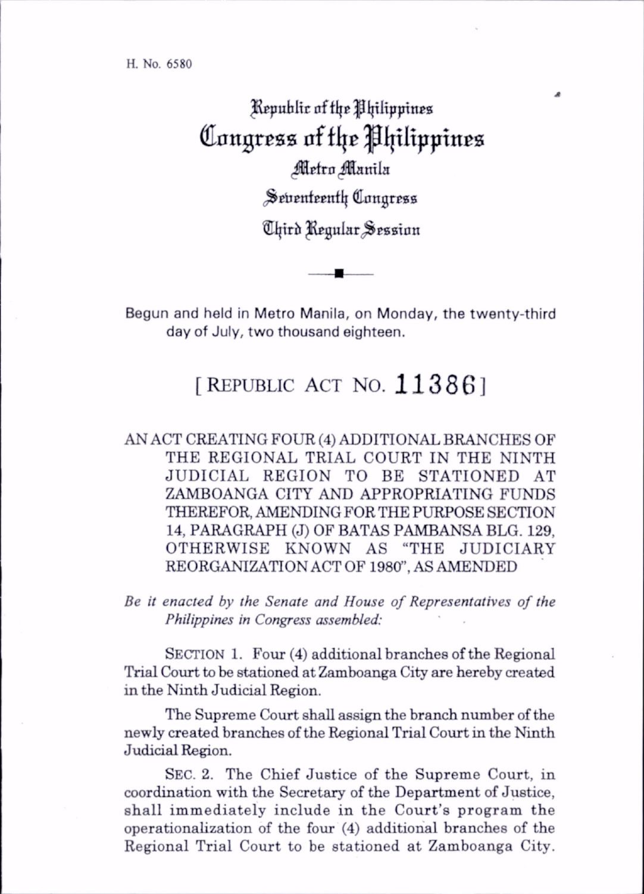H. No. 6580

# Republic of the Philippines
# Congress of the Philippines
## Metro Manila
## Seventeenth Congress
## Third Regular Session

Begun and held in Metro Manila, on Monday, the twenty-third day of July, two thousand eighteen.

## [ REPUBLIC ACT NO. 11386 ]

AN ACT CREATING FOUR (4) ADDITIONAL BRANCHES OF THE REGIONAL TRIAL COURT IN THE NINTH JUDICIAL REGION TO BE STATIONED AT ZAMBOANGA CITY AND APPROPRIATING FUNDS THEREFOR, AMENDING FOR THE PURPOSE SECTION 14, PARAGRAPH (J) OF BATAS PAMBANSA BLG. 129, OTHERWISE KNOWN AS "THE JUDICIARY REORGANIZATION ACT OF 1980", AS AMENDED

*Be it enacted by the Senate and House of Representatives of the Philippines in Congress assembled:*

SECTION 1. Four (4) additional branches of the Regional Trial Court to be stationed at Zamboanga City are hereby created in the Ninth Judicial Region.

The Supreme Court shall assign the branch number of the newly created branches of the Regional Trial Court in the Ninth Judicial Region.

SEC. 2. The Chief Justice of the Supreme Court, in coordination with the Secretary of the Department of Justice, shall immediately include in the Court's program the operationalization of the four (4) additional branches of the Regional Trial Court to be stationed at Zamboanga City.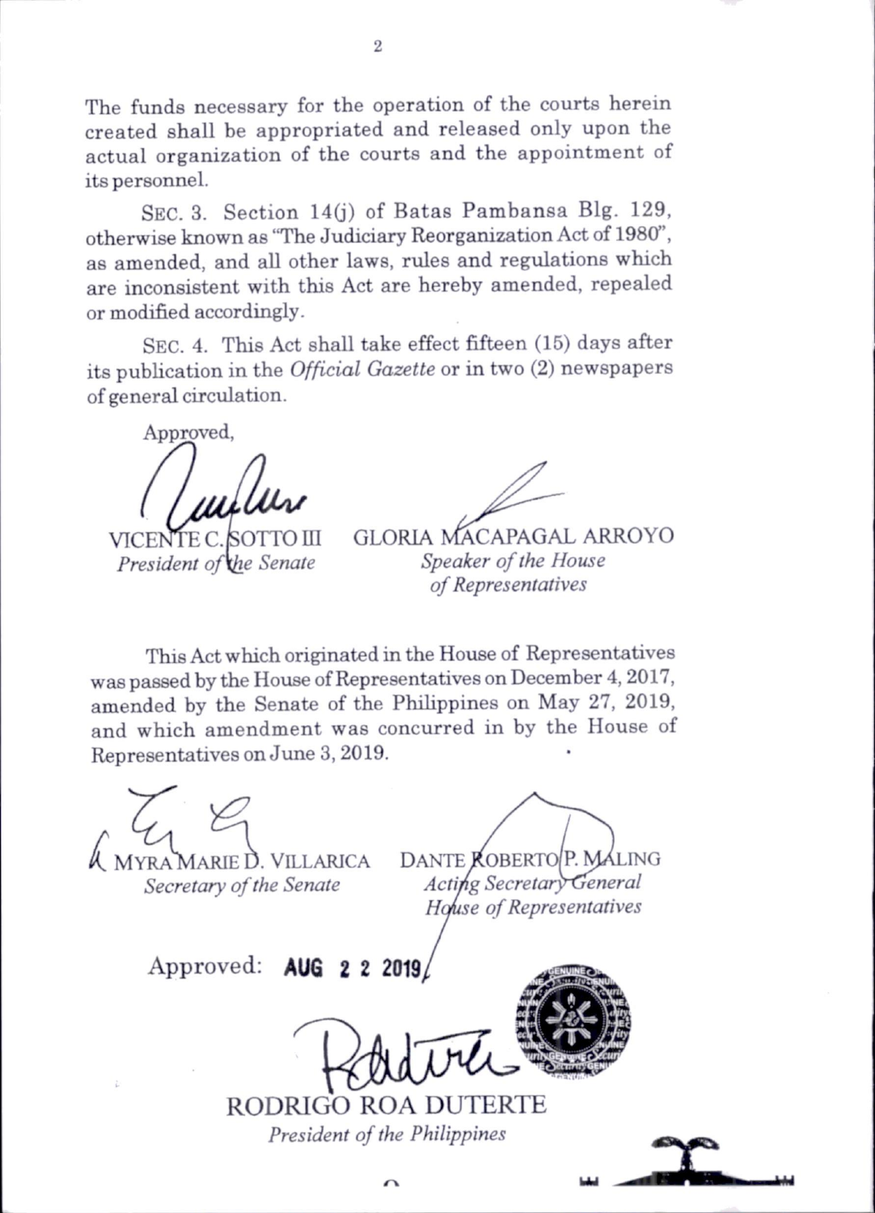The funds necessary for the operation of the courts herein created shall be appropriated and released only upon the actual organization of the courts and the appointment of its personnel.

SEC. 3. Section 14(j) of Batas Pambansa Blg. 129, otherwise known as "The Judiciary Reorganization Act of 1980", as amended, and all other laws, rules and regulations which are inconsistent with this Act are hereby amended, repealed or modified accordingly.

SEC. 4. This Act shall take effect fifteen (15) days after its publication in the *Official Gazette* or in two (2) newspapers of general circulation.

Approved,

VICENTE C. SOTTO III
*President of the Senate*

GLORIA MACAPAGAL ARROYO
*Speaker of the House of Representatives*

This Act which originated in the House of Representatives was passed by the House of Representatives on December 4, 2017, amended by the Senate of the Philippines on May 27, 2019, and which amendment was concurred in by the House of Representatives on June 3, 2019.

MYRA MARIE D. VILLARICA
*Secretary of the Senate*

DANTE ROBERTO P. MALING
*Acting Secretary General House of Representatives*

Approved: **AUG 2 2 2019**

RODRIGO ROA DUTERTE
*President of the Philippines*